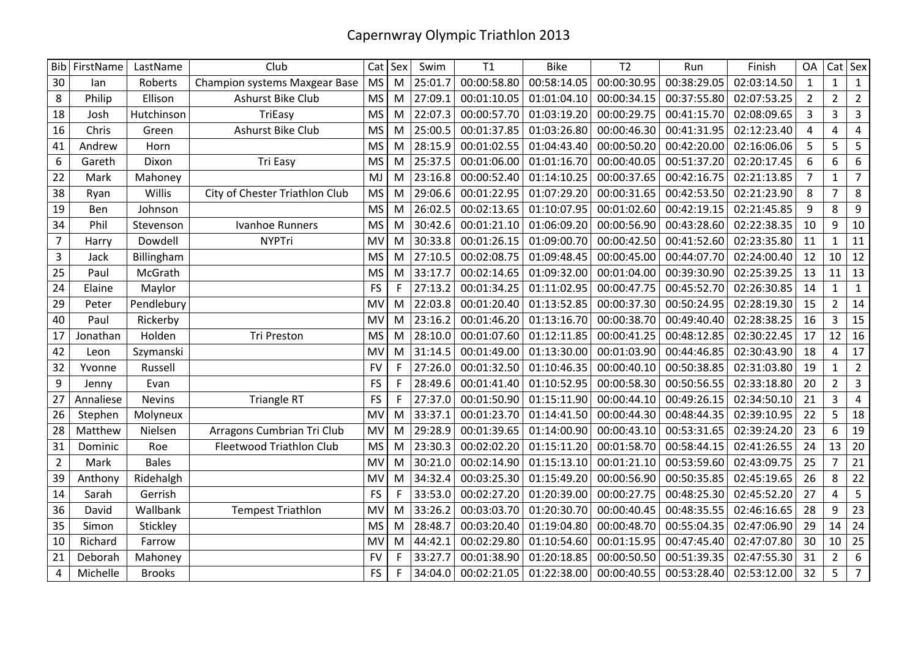# Capernwray Olympic Triathlon 2013

| Bib | FirstName | LastName | Club | Cat | Sex | Swim | T1 | Bike | T2 | Run | Finish | OA | Cat | Sex |
|---|---|---|---|---|---|---|---|---|---|---|---|---|---|---|
| 30 | Ian | Roberts | Champion systems Maxgear Base | MS | M | 25:01.7 | 00:00:58.80 | 00:58:14.05 | 00:00:30.95 | 00:38:29.05 | 02:03:14.50 | 1 | 1 | 1 |
| 8 | Philip | Ellison | Ashurst Bike Club | MS | M | 27:09.1 | 00:01:10.05 | 01:01:04.10 | 00:00:34.15 | 00:37:55.80 | 02:07:53.25 | 2 | 2 | 2 |
| 18 | Josh | Hutchinson | TriEasy | MS | M | 22:07.3 | 00:00:57.70 | 01:03:19.20 | 00:00:29.75 | 00:41:15.70 | 02:08:09.65 | 3 | 3 | 3 |
| 16 | Chris | Green | Ashurst Bike Club | MS | M | 25:00.5 | 00:01:37.85 | 01:03:26.80 | 00:00:46.30 | 00:41:31.95 | 02:12:23.40 | 4 | 4 | 4 |
| 41 | Andrew | Horn | | MS | M | 28:15.9 | 00:01:02.55 | 01:04:43.40 | 00:00:50.20 | 00:42:20.00 | 02:16:06.06 | 5 | 5 | 5 |
| 6 | Gareth | Dixon | Tri Easy | MS | M | 25:37.5 | 00:01:06.00 | 01:01:16.70 | 00:00:40.05 | 00:51:37.20 | 02:20:17.45 | 6 | 6 | 6 |
| 22 | Mark | Mahoney | | MJ | M | 23:16.8 | 00:00:52.40 | 01:14:10.25 | 00:00:37.65 | 00:42:16.75 | 02:21:13.85 | 7 | 1 | 7 |
| 38 | Ryan | Willis | City of Chester Triathlon Club | MS | M | 29:06.6 | 00:01:22.95 | 01:07:29.20 | 00:00:31.65 | 00:42:53.50 | 02:21:23.90 | 8 | 7 | 8 |
| 19 | Ben | Johnson | | MS | M | 26:02.5 | 00:02:13.65 | 01:10:07.95 | 00:01:02.60 | 00:42:19.15 | 02:21:45.85 | 9 | 8 | 9 |
| 34 | Phil | Stevenson | Ivanhoe Runners | MS | M | 30:42.6 | 00:01:21.10 | 01:06:09.20 | 00:00:56.90 | 00:43:28.60 | 02:22:38.35 | 10 | 9 | 10 |
| 7 | Harry | Dowdell | NYPTri | MV | M | 30:33.8 | 00:01:26.15 | 01:09:00.70 | 00:00:42.50 | 00:41:52.60 | 02:23:35.80 | 11 | 1 | 11 |
| 3 | Jack | Billingham | | MS | M | 27:10.5 | 00:02:08.75 | 01:09:48.45 | 00:00:45.00 | 00:44:07.70 | 02:24:00.40 | 12 | 10 | 12 |
| 25 | Paul | McGrath | | MS | M | 33:17.7 | 00:02:14.65 | 01:09:32.00 | 00:01:04.00 | 00:39:30.90 | 02:25:39.25 | 13 | 11 | 13 |
| 24 | Elaine | Maylor | | FS | F | 27:13.2 | 00:01:34.25 | 01:11:02.95 | 00:00:47.75 | 00:45:52.70 | 02:26:30.85 | 14 | 1 | 1 |
| 29 | Peter | Pendlebury | | MV | M | 22:03.8 | 00:01:20.40 | 01:13:52.85 | 00:00:37.30 | 00:50:24.95 | 02:28:19.30 | 15 | 2 | 14 |
| 40 | Paul | Rickerby | | MV | M | 23:16.2 | 00:01:46.20 | 01:13:16.70 | 00:00:38.70 | 00:49:40.40 | 02:28:38.25 | 16 | 3 | 15 |
| 17 | Jonathan | Holden | Tri Preston | MS | M | 28:10.0 | 00:01:07.60 | 01:12:11.85 | 00:00:41.25 | 00:48:12.85 | 02:30:22.45 | 17 | 12 | 16 |
| 42 | Leon | Szymanski | | MV | M | 31:14.5 | 00:01:49.00 | 01:13:30.00 | 00:01:03.90 | 00:44:46.85 | 02:30:43.90 | 18 | 4 | 17 |
| 32 | Yvonne | Russell | | FV | F | 27:26.0 | 00:01:32.50 | 01:10:46.35 | 00:00:40.10 | 00:50:38.85 | 02:31:03.80 | 19 | 1 | 2 |
| 9 | Jenny | Evan | | FS | F | 28:49.6 | 00:01:41.40 | 01:10:52.95 | 00:00:58.30 | 00:50:56.55 | 02:33:18.80 | 20 | 2 | 3 |
| 27 | Annaliese | Nevins | Triangle RT | FS | F | 27:37.0 | 00:01:50.90 | 01:15:11.90 | 00:00:44.10 | 00:49:26.15 | 02:34:50.10 | 21 | 3 | 4 |
| 26 | Stephen | Molyneux | | MV | M | 33:37.1 | 00:01:23.70 | 01:14:41.50 | 00:00:44.30 | 00:48:44.35 | 02:39:10.95 | 22 | 5 | 18 |
| 28 | Matthew | Nielsen | Arragons Cumbrian Tri Club | MV | M | 29:28.9 | 00:01:39.65 | 01:14:00.90 | 00:00:43.10 | 00:53:31.65 | 02:39:24.20 | 23 | 6 | 19 |
| 31 | Dominic | Roe | Fleetwood Triathlon Club | MS | M | 23:30.3 | 00:02:02.20 | 01:15:11.20 | 00:01:58.70 | 00:58:44.15 | 02:41:26.55 | 24 | 13 | 20 |
| 2 | Mark | Bales | | MV | M | 30:21.0 | 00:02:14.90 | 01:15:13.10 | 00:01:21.10 | 00:53:59.60 | 02:43:09.75 | 25 | 7 | 21 |
| 39 | Anthony | Ridehalgh | | MV | M | 34:32.4 | 00:03:25.30 | 01:15:49.20 | 00:00:56.90 | 00:50:35.85 | 02:45:19.65 | 26 | 8 | 22 |
| 14 | Sarah | Gerrish | | FS | F | 33:53.0 | 00:02:27.20 | 01:20:39.00 | 00:00:27.75 | 00:48:25.30 | 02:45:52.20 | 27 | 4 | 5 |
| 36 | David | Wallbank | Tempest Triathlon | MV | M | 33:26.2 | 00:03:03.70 | 01:20:30.70 | 00:00:40.45 | 00:48:35.55 | 02:46:16.65 | 28 | 9 | 23 |
| 35 | Simon | Stickley | | MS | M | 28:48.7 | 00:03:20.40 | 01:19:04.80 | 00:00:48.70 | 00:55:04.35 | 02:47:06.90 | 29 | 14 | 24 |
| 10 | Richard | Farrow | | MV | M | 44:42.1 | 00:02:29.80 | 01:10:54.60 | 00:01:15.95 | 00:47:45.40 | 02:47:07.80 | 30 | 10 | 25 |
| 21 | Deborah | Mahoney | | FV | F | 33:27.7 | 00:01:38.90 | 01:20:18.85 | 00:00:50.50 | 00:51:39.35 | 02:47:55.30 | 31 | 2 | 6 |
| 4 | Michelle | Brooks | | FS | F | 34:04.0 | 00:02:21.05 | 01:22:38.00 | 00:00:40.55 | 00:53:28.40 | 02:53:12.00 | 32 | 5 | 7 |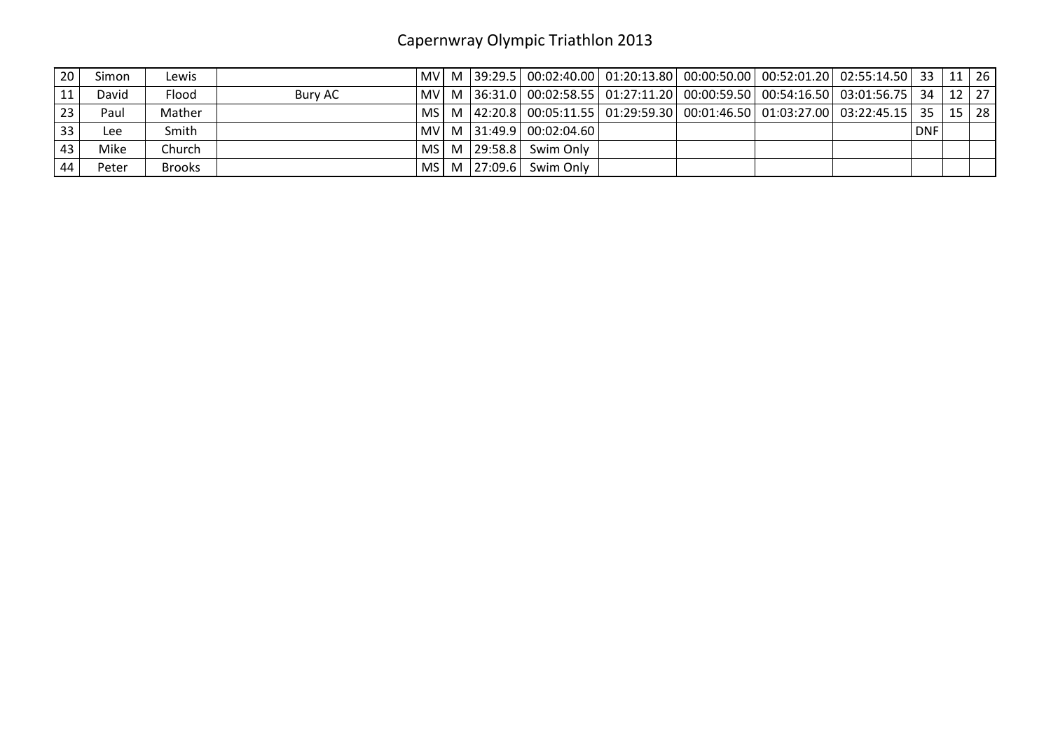# Capernwray Olympic Triathlon 2013

| | | | | | | | | | | | | | | |
|---|---|---|---|---|---|---|---|---|---|---|---|---|---|---|
| 20 | Simon | Lewis | | MV | M | 39:29.5 | 00:02:40.00 | 01:20:13.80 | 00:00:50.00 | 00:52:01.20 | 02:55:14.50 | 33 | 11 | 26 |
| 11 | David | Flood | Bury AC | MV | M | 36:31.0 | 00:02:58.55 | 01:27:11.20 | 00:00:59.50 | 00:54:16.50 | 03:01:56.75 | 34 | 12 | 27 |
| 23 | Paul | Mather | | MS | M | 42:20.8 | 00:05:11.55 | 01:29:59.30 | 00:01:46.50 | 01:03:27.00 | 03:22:45.15 | 35 | 15 | 28 |
| 33 | Lee | Smith | | MV | M | 31:49.9 | 00:02:04.60 | | | | | DNF | | |
| 43 | Mike | Church | | MS | M | 29:58.8 | Swim Only | | | | | | | |
| 44 | Peter | Brooks | | MS | M | 27:09.6 | Swim Only | | | | | | | |